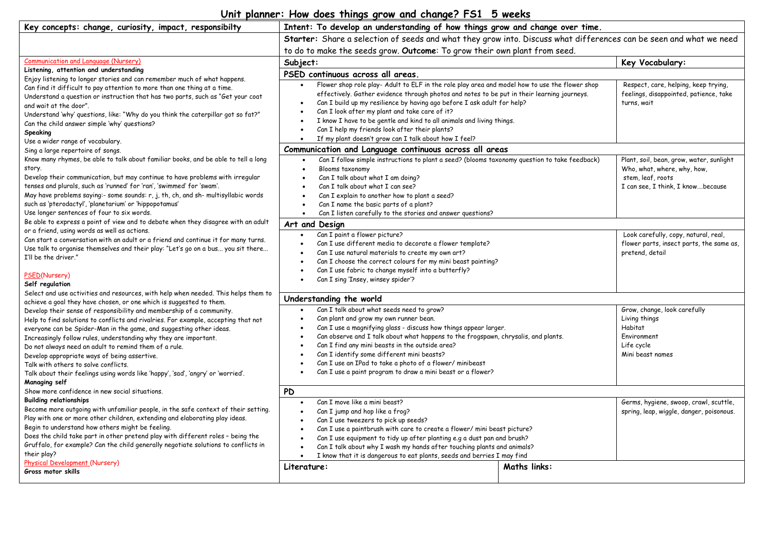# Unit planner: How does things grow and change? FS1 5 weeks

**Key concepts:** change, curiosity, impact, responsibilty

**Intent:** To develop an understanding of how things grow and change over time.

**Starter:** Share a selection of seeds and what they grow into. Discuss what differences can be seen and what we need to do to make the seeds grow. **Outcome**: To grow their own plant from seed.

## Communication and Language (Nursery)

**Listening, attention and understanding**

Enjoy listening to longer stories and can remember much of what happens.
Can find it difficult to pay attention to more than one thing at a time.
Understand a question or instruction that has two parts, such as "Get your coat and wait at the door".
Understand 'why' questions, like: "Why do you think the caterpillar got so fat?"
Can the child answer simple 'why' questions?

**Speaking**

Use a wider range of vocabulary.
Sing a large repertoire of songs.
Know many rhymes, be able to talk about familiar books, and be able to tell a long story.
Develop their communication, but may continue to have problems with irregular tenses and plurals, such as 'runned' for 'ran', 'swimmed' for 'swam'.
May have problems saying:- some sounds: r, j, th, ch, and sh- multisyllabic words such as 'pterodactyl', 'planetarium' or 'hippopotamus'
Use longer sentences of four to six words.
Be able to express a point of view and to debate when they disagree with an adult or a friend, using words as well as actions.
Can start a conversation with an adult or a friend and continue it for many turns.
Use talk to organise themselves and their play: "Let's go on a bus... you sit there... I'll be the driver."

## PSED(Nursery)

**Self regulation**

Select and use activities and resources, with help when needed. This helps them to achieve a goal they have chosen, or one which is suggested to them.
Develop their sense of responsibility and membership of a community.
Help to find solutions to conflicts and rivalries. For example, accepting that not everyone can be Spider-Man in the game, and suggesting other ideas.
Increasingly follow rules, understanding why they are important.
Do not always need an adult to remind them of a rule.
Develop appropriate ways of being assertive.
Talk with others to solve conflicts.
Talk about their feelings using words like 'happy', 'sad', 'angry' or 'worried'.

**Managing self**

Show more confidence in new social situations.

**Building relationships**

Become more outgoing with unfamiliar people, in the safe context of their setting.
Play with one or more other children, extending and elaborating play ideas.
Begin to understand how others might be feeling.
Does the child take part in other pretend play with different roles – being the Gruffalo, for example? Can the child generally negotiate solutions to conflicts in their play?

## Physical Development (Nursery)

**Gross motor skills**

| Subject: | Key Vocabulary: |
|---|---|
| **PSED continuous across all areas.** | |
| • Flower shop role play- Adult to ELF in the role play area and model how to use the flower shop effectively. Gather evidence through photos and notes to be put in their learning journeys.<br>• Can I build up my resilience by having ago before I ask adult for help?<br>• Can I look after my plant and take care of it?<br>• I know I have to be gentle and kind to all animals and living things.<br>• Can I help my friends look after their plants?<br>• If my plant doesn't grow can I talk about how I feel? | Respect, care, helping, keep trying, feelings, disappointed, patience, take turns, wait |
| **Communication and Language continuous across all areas** | |
| • Can I follow simple instructions to plant a seed? (blooms taxonomy question to take feedback)<br>• Blooms taxonomy<br>• Can I talk about what I am doing?<br>• Can I talk about what I can see?<br>• Can I explain to another how to plant a seed?<br>• Can I name the basic parts of a plant?<br>• Can I listen carefully to the stories and answer questions? | Plant, soil, bean, grow, water, sunlight<br>Who, what, where, why, how,<br>stem, leaf, roots<br>I can see, I think, I know….because |
| **Art and Design** | |
| • Can I paint a flower picture?<br>• Can I use different media to decorate a flower template?<br>• Can I use natural materials to create my own art?<br>• Can I choose the correct colours for my mini beast painting?<br>• Can I use fabric to change myself into a butterfly?<br>• Can I sing 'Insey, winsey spider'? | Look carefully, copy, natural, real, flower parts, insect parts, the same as, pretend, detail |
| **Understanding the world** | |
| • Can I talk about what seeds need to grow?<br>• Can plant and grow my own runner bean.<br>• Can I use a magnifying glass - discuss how things appear larger.<br>• Can observe and I talk about what happens to the frogspawn, chrysalis, and plants.<br>• Can I find any mini beasts in the outside area?<br>• Can I identify some different mini beasts?<br>• Can I use an IPad to take a photo of a flower/ minibeast<br>• Can I use a paint program to draw a mini beast or a flower? | Grow, change, look carefully<br>Living things<br>Habitat<br>Environment<br>Life cycle<br>Mini beast names |
| **PD** | |
| • Can I move like a mini beast?<br>• Can I jump and hop like a frog?<br>• Can I use tweezers to pick up seeds?<br>• Can I use a paintbrush with care to create a flower/ mini beast picture?<br>• Can I use equipment to tidy up after planting e.g a dust pan and brush?<br>• Can I talk about why I wash my hands after touching plants and animals?<br>• I know that it is dangerous to eat plants, seeds and berries I may find | Germs, hygiene, swoop, crawl, scuttle, spring, leap, wiggle, danger, poisonous. |

| Literature: | Maths links: |
|---|---|
| | |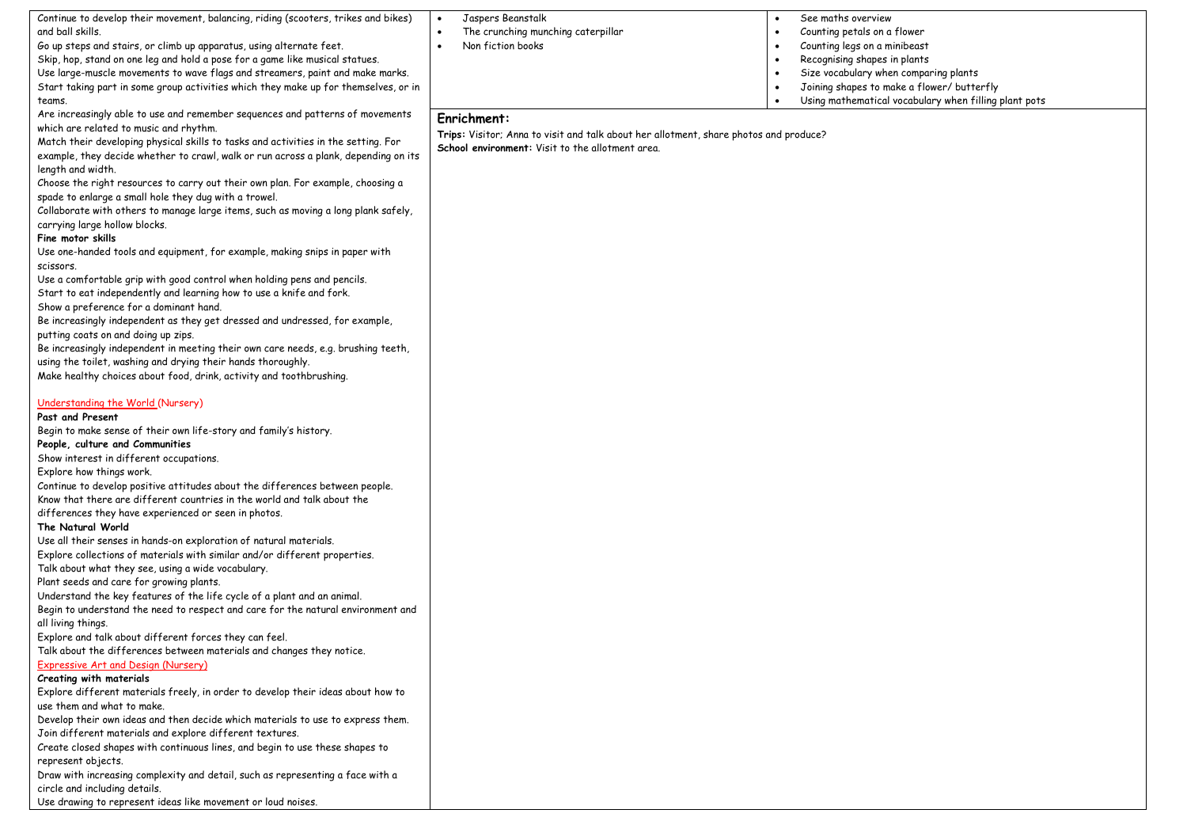Continue to develop their movement, balancing, riding (scooters, trikes and bikes) and ball skills.
Go up steps and stairs, or climb up apparatus, using alternate feet.
Skip, hop, stand on one leg and hold a pose for a game like musical statues.
Use large-muscle movements to wave flags and streamers, paint and make marks.
Start taking part in some group activities which they make up for themselves, or in teams.
Are increasingly able to use and remember sequences and patterns of movements which are related to music and rhythm.
Match their developing physical skills to tasks and activities in the setting. For example, they decide whether to crawl, walk or run across a plank, depending on its length and width.
Choose the right resources to carry out their own plan. For example, choosing a spade to enlarge a small hole they dug with a trowel.
Collaborate with others to manage large items, such as moving a long plank safely, carrying large hollow blocks.

**Fine motor skills**

Use one-handed tools and equipment, for example, making snips in paper with scissors.
Use a comfortable grip with good control when holding pens and pencils.
Start to eat independently and learning how to use a knife and fork.
Show a preference for a dominant hand.
Be increasingly independent as they get dressed and undressed, for example, putting coats on and doing up zips.
Be increasingly independent in meeting their own care needs, e.g. brushing teeth, using the toilet, washing and drying their hands thoroughly.
Make healthy choices about food, drink, activity and toothbrushing.

Understanding the World (Nursery)

**Past and Present**

Begin to make sense of their own life-story and family's history.

**People, culture and Communities**

Show interest in different occupations.
Explore how things work.
Continue to develop positive attitudes about the differences between people.
Know that there are different countries in the world and talk about the differences they have experienced or seen in photos.

**The Natural World**

Use all their senses in hands-on exploration of natural materials.
Explore collections of materials with similar and/or different properties.
Talk about what they see, using a wide vocabulary.
Plant seeds and care for growing plants.
Understand the key features of the life cycle of a plant and an animal.
Begin to understand the need to respect and care for the natural environment and all living things.
Explore and talk about different forces they can feel.
Talk about the differences between materials and changes they notice.

Expressive Art and Design (Nursery)

**Creating with materials**

Explore different materials freely, in order to develop their ideas about how to use them and what to make.
Develop their own ideas and then decide which materials to use to express them.
Join different materials and explore different textures.
Create closed shapes with continuous lines, and begin to use these shapes to represent objects.
Draw with increasing complexity and detail, such as representing a face with a circle and including details.
Use drawing to represent ideas like movement or loud noises.

- Jaspers Beanstalk
- The crunching munching caterpillar
- Non fiction books

- See maths overview
- Counting petals on a flower
- Counting legs on a minibeast
- Recognising shapes in plants
- Size vocabulary when comparing plants
- Joining shapes to make a flower/ butterfly
- Using mathematical vocabulary when filling plant pots

## Enrichment:

**Trips:** Visitor; Anna to visit and talk about her allotment, share photos and produce?
**School environment:** Visit to the allotment area.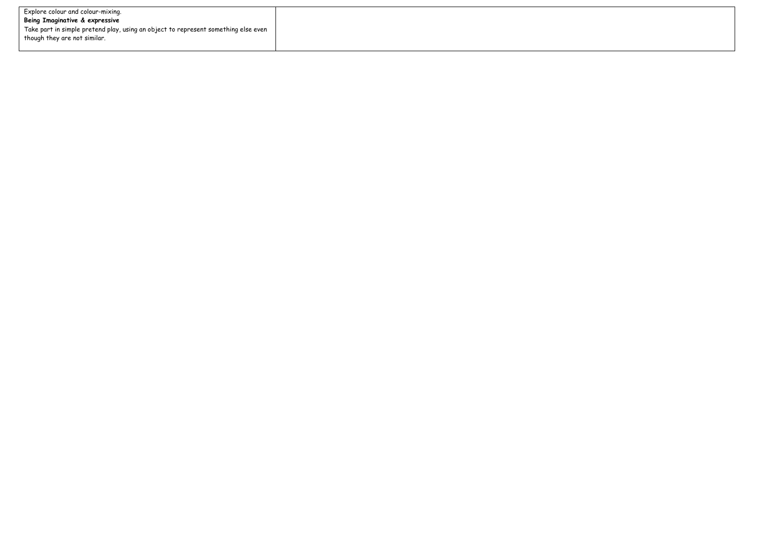| | |
|---|---|
| Explore colour and colour-mixing.<br>**Being Imaginative & expressive**<br>Take part in simple pretend play, using an object to represent something else even though they are not similar. | |